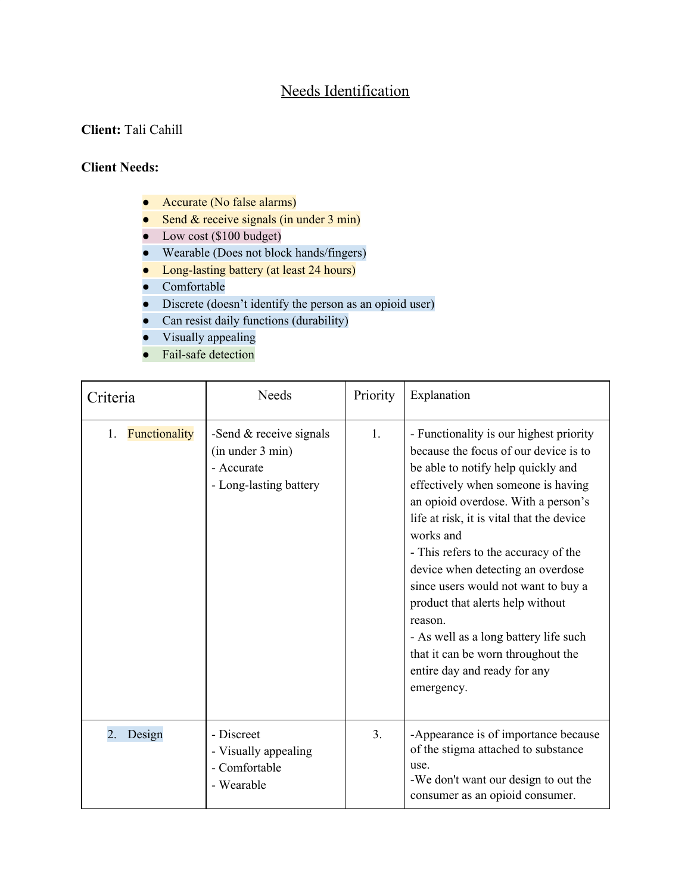# Needs Identification

**Client:** Tali Cahill

**Client Needs:**

- Accurate (No false alarms)
- Send & receive signals (in under 3 min)
- Low cost ($100 budget)
- Wearable (Does not block hands/fingers)
- Long-lasting battery (at least 24 hours)
- Comfortable
- Discrete (doesn't identify the person as an opioid user)
- Can resist daily functions (durability)
- Visually appealing
- Fail-safe detection

| Criteria | Needs | Priority | Explanation |
|---|---|---|---|
| 1. Functionality | -Send & receive signals (in under 3 min)<br>- Accurate<br>- Long-lasting battery | 1. | - Functionality is our highest priority because the focus of our device is to be able to notify help quickly and effectively when someone is having an opioid overdose. With a person's life at risk, it is vital that the device works and<br>- This refers to the accuracy of the device when detecting an overdose since users would not want to buy a product that alerts help without reason.<br>- As well as a long battery life such that it can be worn throughout the entire day and ready for any emergency. |
| 2. Design | - Discreet<br>- Visually appealing<br>- Comfortable<br>- Wearable | 3. | -Appearance is of importance because of the stigma attached to substance use.<br>-We don't want our design to out the consumer as an opioid consumer. |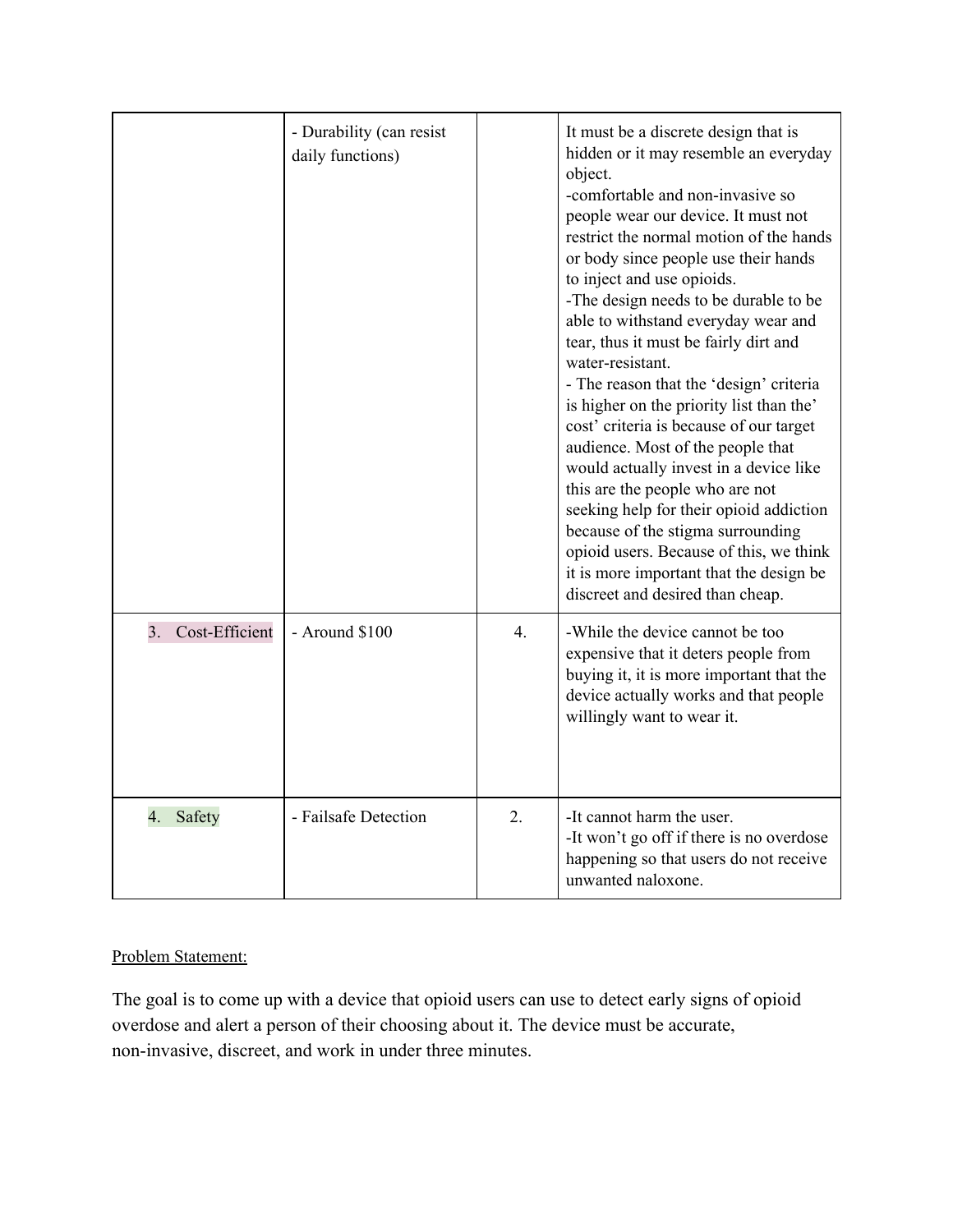| | | | |
|---|---|---|---|
| | - Durability (can resist daily functions) | | It must be a discrete design that is hidden or it may resemble an everyday object.<br>-comfortable and non-invasive so people wear our device. It must not restrict the normal motion of the hands or body since people use their hands to inject and use opioids.<br>-The design needs to be durable to be able to withstand everyday wear and tear, thus it must be fairly dirt and water-resistant.<br>- The reason that the 'design' criteria is higher on the priority list than the' cost' criteria is because of our target audience. Most of the people that would actually invest in a device like this are the people who are not seeking help for their opioid addiction because of the stigma surrounding opioid users. Because of this, we think it is more important that the design be discreet and desired than cheap. |
| 3. Cost-Efficient | - Around $100 | 4. | -While the device cannot be too expensive that it deters people from buying it, it is more important that the device actually works and that people willingly want to wear it. |
| 4. Safety | - Failsafe Detection | 2. | -It cannot harm the user.<br>-It won't go off if there is no overdose happening so that users do not receive unwanted naloxone. |

<u>Problem Statement:</u>

The goal is to come up with a device that opioid users can use to detect early signs of opioid overdose and alert a person of their choosing about it. The device must be accurate, non-invasive, discreet, and work in under three minutes.